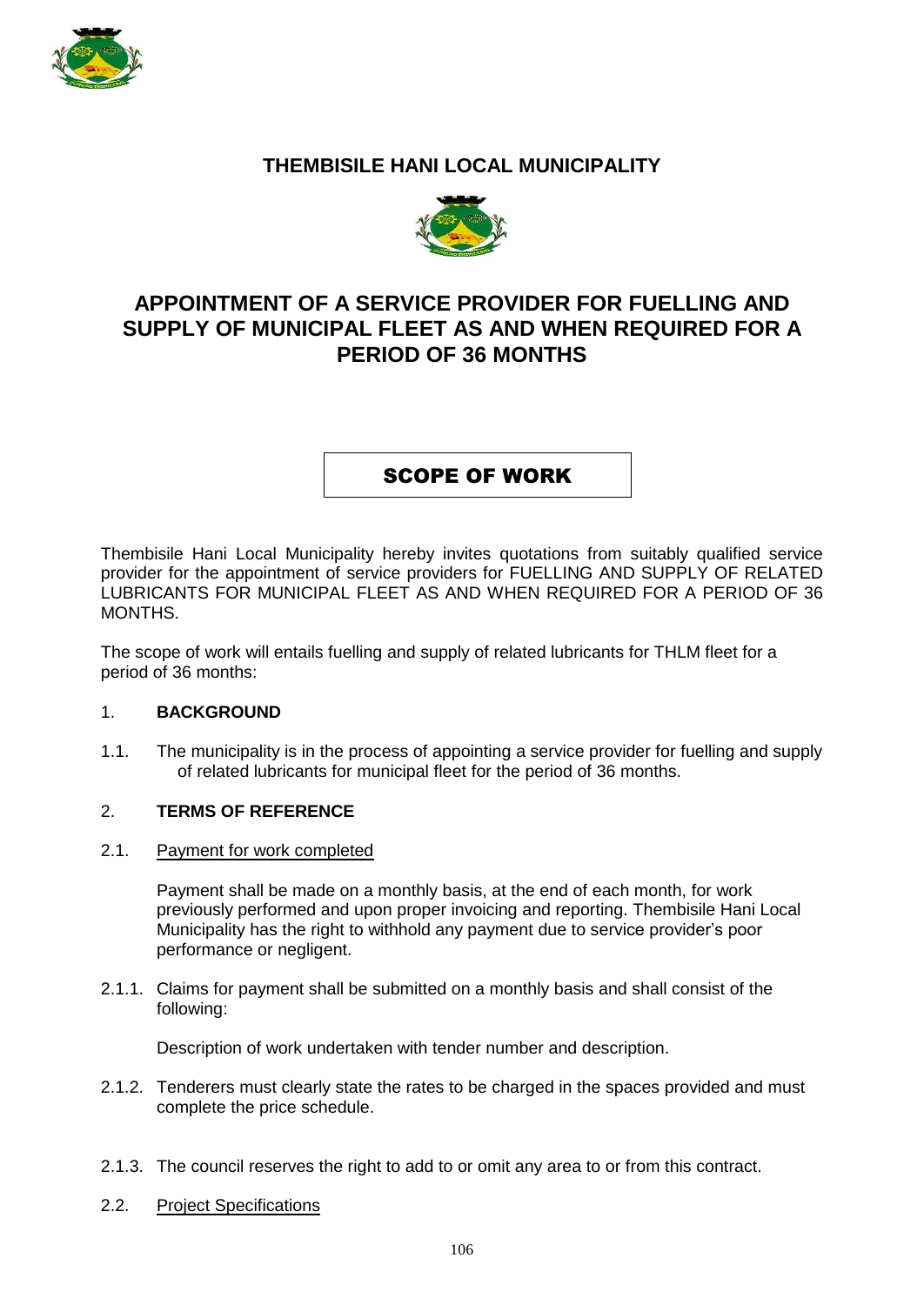# THEMBISILE HANI LOCAL MUNICIPALITY

## APPOINTMENT OF A SERVICE PROVIDER FOR FUELLING AND SUPPLY OF MUNICIPAL FLEET AS AND WHEN REQUIRED FOR A PERIOD OF 36 MONTHS

## SCOPE OF WORK

Thembisile Hani Local Municipality hereby invites quotations from suitably qualified service provider for the appointment of service providers for FUELLING AND SUPPLY OF RELATED LUBRICANTS FOR MUNICIPAL FLEET AS AND WHEN REQUIRED FOR A PERIOD OF 36 MONTHS.

The scope of work will entails fuelling and supply of related lubricants for THLM fleet for a period of 36 months:

### 1. BACKGROUND

1.1. The municipality is in the process of appointing a service provider for fuelling and supply of related lubricants for municipal fleet for the period of 36 months.

### 2. TERMS OF REFERENCE

2.1. Payment for work completed

Payment shall be made on a monthly basis, at the end of each month, for work previously performed and upon proper invoicing and reporting. Thembisile Hani Local Municipality has the right to withhold any payment due to service provider's poor performance or negligent.

2.1.1. Claims for payment shall be submitted on a monthly basis and shall consist of the following:

Description of work undertaken with tender number and description.

2.1.2. Tenderers must clearly state the rates to be charged in the spaces provided and must complete the price schedule.

2.1.3. The council reserves the right to add to or omit any area to or from this contract.

2.2. Project Specifications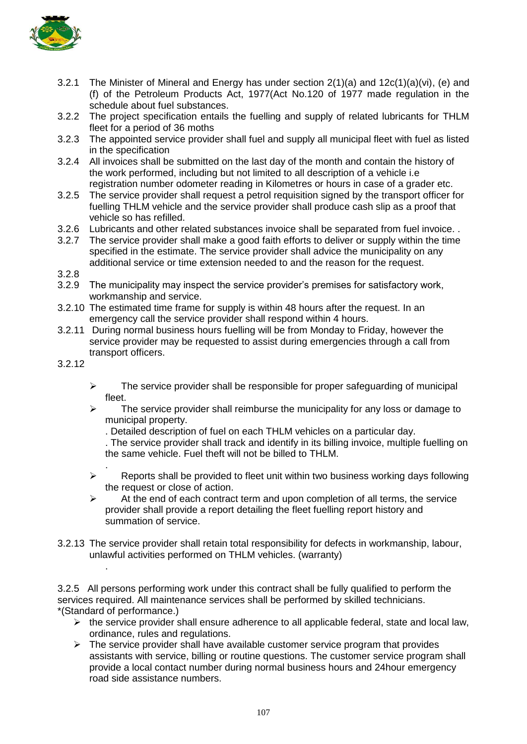- 3.2.1 The Minister of Mineral and Energy has under section 2(1)(a) and 12c(1)(a)(vi), (e) and (f) of the Petroleum Products Act, 1977(Act No.120 of 1977 made regulation in the schedule about fuel substances.
- 3.2.2 The project specification entails the fuelling and supply of related lubricants for THLM fleet for a period of 36 moths
- 3.2.3 The appointed service provider shall fuel and supply all municipal fleet with fuel as listed in the specification
- 3.2.4 All invoices shall be submitted on the last day of the month and contain the history of the work performed, including but not limited to all description of a vehicle i.e registration number odometer reading in Kilometres or hours in case of a grader etc.
- 3.2.5 The service provider shall request a petrol requisition signed by the transport officer for fuelling THLM vehicle and the service provider shall produce cash slip as a proof that vehicle so has refilled.
- 3.2.6 Lubricants and other related substances invoice shall be separated from fuel invoice. .
- 3.2.7 The service provider shall make a good faith efforts to deliver or supply within the time specified in the estimate. The service provider shall advice the municipality on any additional service or time extension needed to and the reason for the request.
- 3.2.8
- 3.2.9 The municipality may inspect the service provider's premises for satisfactory work, workmanship and service.
- 3.2.10 The estimated time frame for supply is within 48 hours after the request. In an emergency call the service provider shall respond within 4 hours.
- 3.2.11 During normal business hours fuelling will be from Monday to Friday, however the service provider may be requested to assist during emergencies through a call from transport officers.
- 3.2.12
  - The service provider shall be responsible for proper safeguarding of municipal fleet.
  - The service provider shall reimburse the municipality for any loss or damage to municipal property.

    . Detailed description of fuel on each THLM vehicles on a particular day.

    . The service provider shall track and identify in its billing invoice, multiple fuelling on the same vehicle. Fuel theft will not be billed to THLM.

    .
  - Reports shall be provided to fleet unit within two business working days following the request or close of action.
  - At the end of each contract term and upon completion of all terms, the service provider shall provide a report detailing the fleet fuelling report history and summation of service.
- 3.2.13 The service provider shall retain total responsibility for defects in workmanship, labour, unlawful activities performed on THLM vehicles. (warranty)

  .

3.2.5 All persons performing work under this contract shall be fully qualified to perform the services required. All maintenance services shall be performed by skilled technicians. *(Standard of performance.)

- the service provider shall ensure adherence to all applicable federal, state and local law, ordinance, rules and regulations.
- The service provider shall have available customer service program that provides assistants with service, billing or routine questions. The customer service program shall provide a local contact number during normal business hours and 24hour emergency road side assistance numbers.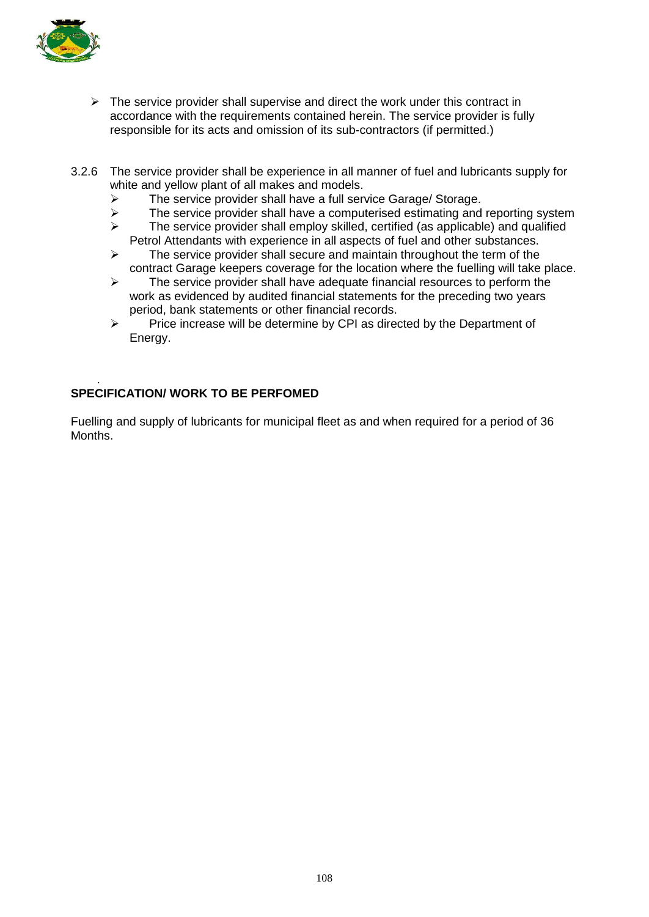- The service provider shall supervise and direct the work under this contract in accordance with the requirements contained herein. The service provider is fully responsible for its acts and omission of its sub-contractors (if permitted.)

3.2.6 The service provider shall be experience in all manner of fuel and lubricants supply for white and yellow plant of all makes and models.

- The service provider shall have a full service Garage/ Storage.
- The service provider shall have a computerised estimating and reporting system
- The service provider shall employ skilled, certified (as applicable) and qualified Petrol Attendants with experience in all aspects of fuel and other substances.
- The service provider shall secure and maintain throughout the term of the contract Garage keepers coverage for the location where the fuelling will take place.
- The service provider shall have adequate financial resources to perform the work as evidenced by audited financial statements for the preceding two years period, bank statements or other financial records.
- Price increase will be determine by CPI as directed by the Department of Energy.

**SPECIFICATION/ WORK TO BE PERFOMED**

Fuelling and supply of lubricants for municipal fleet as and when required for a period of 36 Months.